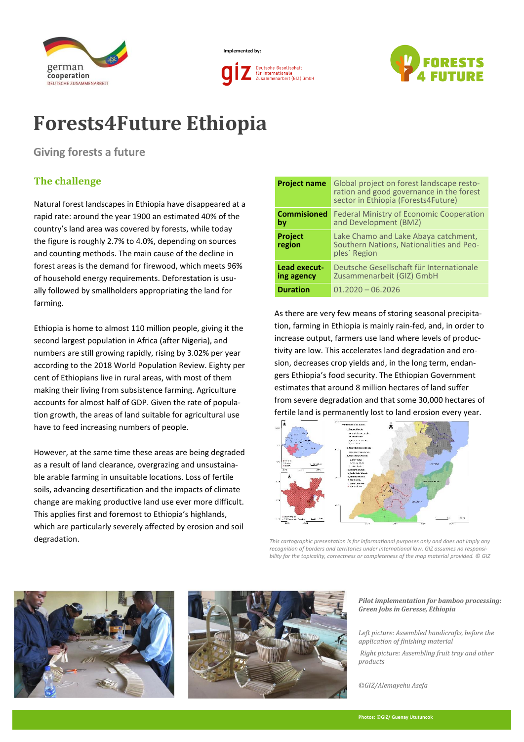Implemented by:

# Forests4Future Ethiopia

## Giving forests a future

### The challenge

Natural forest landscapes in Ethiopia have disappeared at a rapid rate: around the year 1900 an estimated 40% of the country's land area was covered by forests, while today the figure is roughly 2.7% to 4.0%, depending on sources and counting methods. The main cause of the decline in forest areas is the demand for firewood, which meets 96% of household energy requirements. Deforestation is usually followed by smallholders appropriating the land for farming.

Ethiopia is home to almost 110 million people, giving it the second largest population in Africa (after Nigeria), and numbers are still growing rapidly, rising by 3.02% per year according to the 2018 World Population Review. Eighty per cent of Ethiopians live in rural areas, with most of them making their living from subsistence farming. Agriculture accounts for almost half of GDP. Given the rate of population growth, the areas of land suitable for agricultural use have to feed increasing numbers of people.

However, at the same time these areas are being degraded as a result of land clearance, overgrazing and unsustainable arable farming in unsuitable locations. Loss of fertile soils, advancing desertification and the impacts of climate change are making productive land use ever more difficult. This applies first and foremost to Ethiopia's highlands, which are particularly severely affected by erosion and soil degradation.

| | |
|---|---|
| **Project name** | Global project on forest landscape restoration and good governance in the forest sector in Ethiopia (Forests4Future) |
| **Commisioned by** | Federal Ministry of Economic Cooperation and Development (BMZ) |
| **Project region** | Lake Chamo and Lake Abaya catchment, Southern Nations, Nationalities and Peoples´ Region |
| **Lead executing agency** | Deutsche Gesellschaft für Internationale Zusammenarbeit (GIZ) GmbH |
| **Duration** | 01.2020 – 06.2026 |

As there are very few means of storing seasonal precipitation, farming in Ethiopia is mainly rain-fed, and, in order to increase output, farmers use land where levels of productivity are low. This accelerates land degradation and erosion, decreases crop yields and, in the long term, endangers Ethiopia's food security. The Ethiopian Government estimates that around 8 million hectares of land suffer from severe degradation and that some 30,000 hectares of fertile land is permanently lost to land erosion every year.

*This cartographic presentation is for informational purposes only and does not imply any recognition of borders and territories under international law. GIZ assumes no responsibility for the topicality, correctness or completeness of the map material provided. © GIZ*

***Pilot implementation for bamboo processing: Green Jobs in Geresse, Ethiopia***

*Left picture: Assembled handicrafts, before the application of finishing material*

*Right picture: Assembling fruit tray and other products*

*©GIZ/Alemayehu Asefa*

Photos: ©GIZ/ Guenay Ututuncok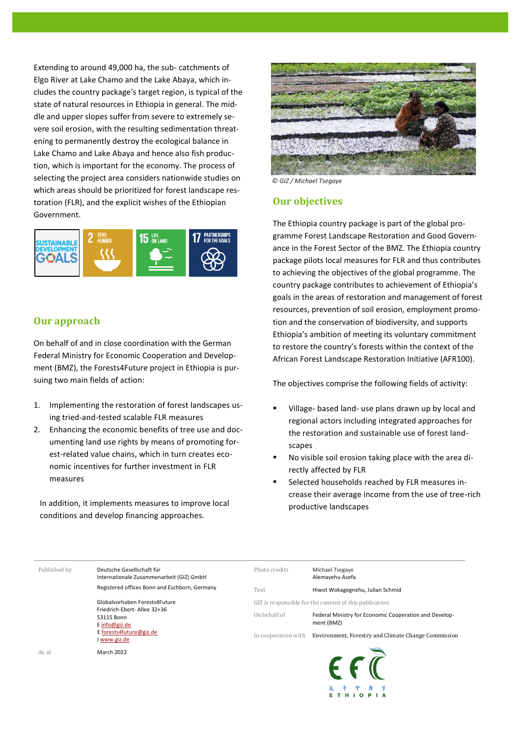Extending to around 49,000 ha, the sub- catchments of Elgo River at Lake Chamo and the Lake Abaya, which includes the country package's target region, is typical of the state of natural resources in Ethiopia in general. The middle and upper slopes suffer from severe to extremely severe soil erosion, with the resulting sedimentation threatening to permanently destroy the ecological balance in Lake Chamo and Lake Abaya and hence also fish production, which is important for the economy. The process of selecting the project area considers nationwide studies on which areas should be prioritized for forest landscape restoration (FLR), and the explicit wishes of the Ethiopian Government.

SUSTAINABLE DEVELOPMENT GOALS

2 ZERO HUNGER

15 LIFE ON LAND

17 PARTNERSHIPS FOR THE GOALS

## Our approach

On behalf of and in close coordination with the German Federal Ministry for Economic Cooperation and Development (BMZ), the Forests4Future project in Ethiopia is pursuing two main fields of action:

1. Implementing the restoration of forest landscapes using tried-and-tested scalable FLR measures
2. Enhancing the economic benefits of tree use and documenting land use rights by means of promoting forest-related value chains, which in turn creates economic incentives for further investment in FLR measures

In addition, it implements measures to improve local conditions and develop financing approaches.

© GIZ / Michael Tsegaye

## Our objectives

The Ethiopia country package is part of the global programme Forest Landscape Restoration and Good Governance in the Forest Sector of the BMZ. The Ethiopia country package pilots local measures for FLR and thus contributes to achieving the objectives of the global programme. The country package contributes to achievement of Ethiopia's goals in the areas of restoration and management of forest resources, prevention of soil erosion, employment promotion and the conservation of biodiversity, and supports Ethiopia's ambition of meeting its voluntary commitment to restore the country's forests within the context of the African Forest Landscape Restoration Initiative (AFR100).

The objectives comprise the following fields of activity:

- Village- based land- use plans drawn up by local and regional actors including integrated approaches for the restoration and sustainable use of forest landscapes
- No visible soil erosion taking place with the area directly affected by FLR
- Selected households reached by FLR measures increase their average income from the use of tree-rich productive landscapes

| | | | |
|---|---|---|---|
| Published by | Deutsche Gesellschaft für Internationale Zusammenarbeit (GIZ) GmbH<br>Registered offices Bonn and Eschborn, Germany<br><br>Globalvorhaben Forests4Future<br>Friedrich-Ebert- Allee 32+36<br>53115 Bonn<br>E info@giz.de<br>E forests4future@giz.de<br>I www.giz.de | Photo credits | Michael Tsegaye<br>Alemayehu Asefa |
| | | Text | Hiwot Wokagegnehu, Julian Schmid |
| | | GIZ is responsible for the content of this publication. | |
| | | On behalf of | Federal Ministry for Economic Cooperation and Development (BMZ) |
| | | In cooperation with | Environment, Forestry and Climate Change Commission |
| As at | March 2022 | | |

E T H I O P I A